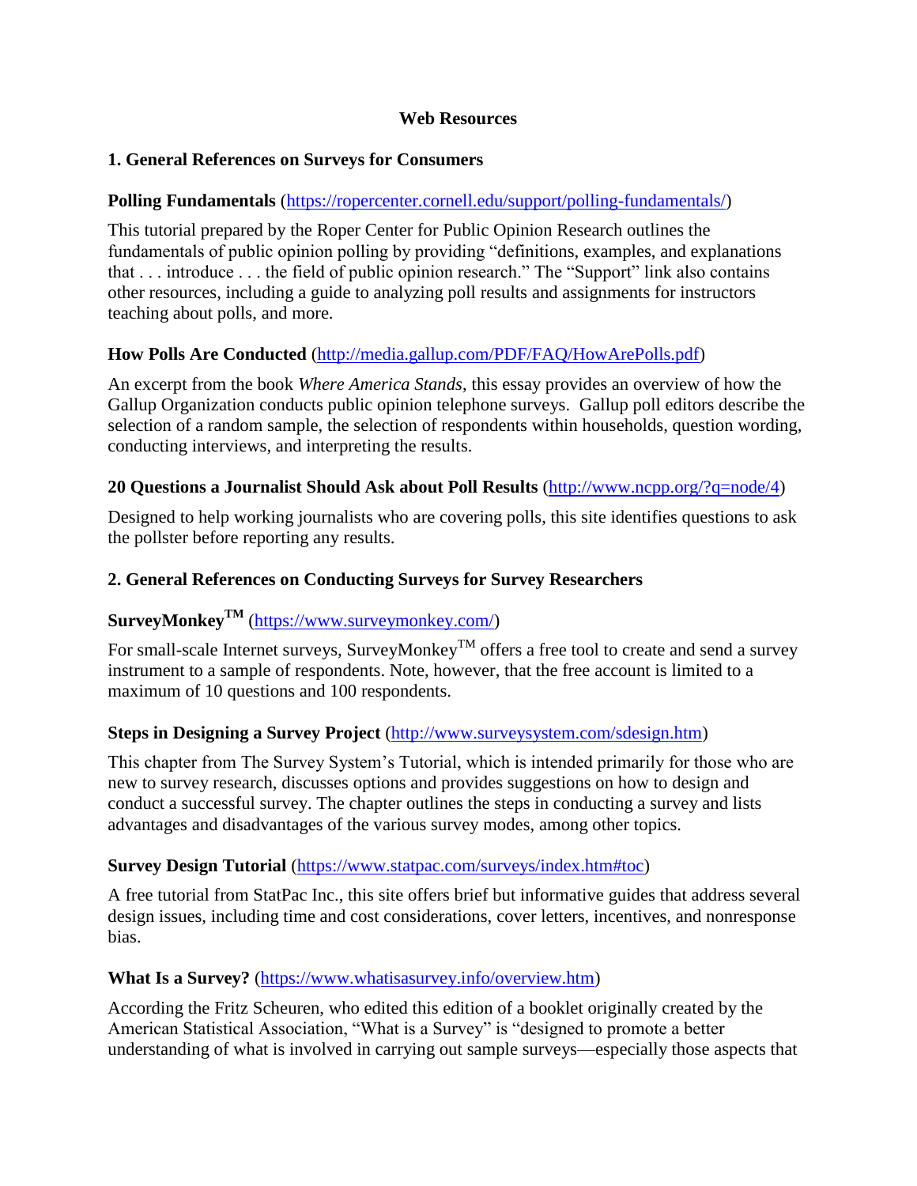# Web Resources

## 1. General References on Surveys for Consumers

**Polling Fundamentals** (https://ropercenter.cornell.edu/support/polling-fundamentals/)

This tutorial prepared by the Roper Center for Public Opinion Research outlines the fundamentals of public opinion polling by providing "definitions, examples, and explanations that . . . introduce . . . the field of public opinion research." The "Support" link also contains other resources, including a guide to analyzing poll results and assignments for instructors teaching about polls, and more.

**How Polls Are Conducted** (http://media.gallup.com/PDF/FAQ/HowArePolls.pdf)

An excerpt from the book *Where America Stands*, this essay provides an overview of how the Gallup Organization conducts public opinion telephone surveys. Gallup poll editors describe the selection of a random sample, the selection of respondents within households, question wording, conducting interviews, and interpreting the results.

**20 Questions a Journalist Should Ask about Poll Results** (http://www.ncpp.org/?q=node/4)

Designed to help working journalists who are covering polls, this site identifies questions to ask the pollster before reporting any results.

## 2. General References on Conducting Surveys for Survey Researchers

**SurveyMonkey™** (https://www.surveymonkey.com/)

For small-scale Internet surveys, SurveyMonkey™ offers a free tool to create and send a survey instrument to a sample of respondents. Note, however, that the free account is limited to a maximum of 10 questions and 100 respondents.

**Steps in Designing a Survey Project** (http://www.surveysystem.com/sdesign.htm)

This chapter from The Survey System's Tutorial, which is intended primarily for those who are new to survey research, discusses options and provides suggestions on how to design and conduct a successful survey. The chapter outlines the steps in conducting a survey and lists advantages and disadvantages of the various survey modes, among other topics.

**Survey Design Tutorial** (https://www.statpac.com/surveys/index.htm#toc)

A free tutorial from StatPac Inc., this site offers brief but informative guides that address several design issues, including time and cost considerations, cover letters, incentives, and nonresponse bias.

**What Is a Survey?** (https://www.whatisasurvey.info/overview.htm)

According the Fritz Scheuren, who edited this edition of a booklet originally created by the American Statistical Association, "What is a Survey" is "designed to promote a better understanding of what is involved in carrying out sample surveys—especially those aspects that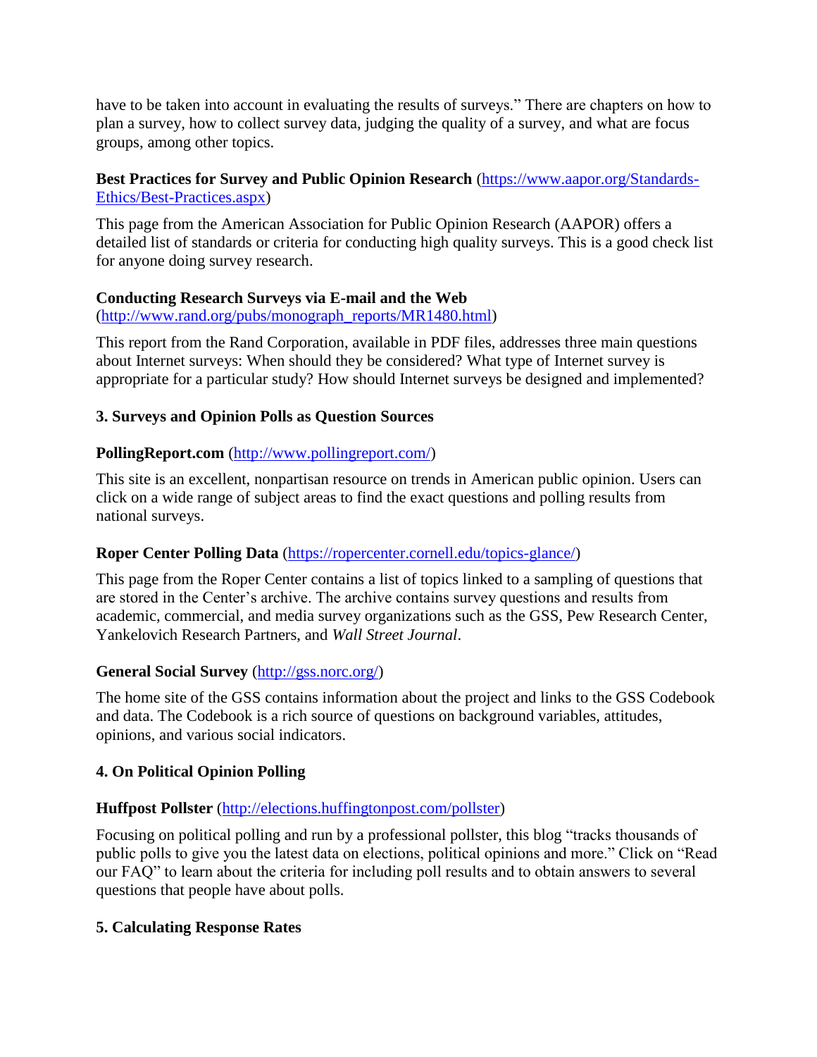have to be taken into account in evaluating the results of surveys." There are chapters on how to plan a survey, how to collect survey data, judging the quality of a survey, and what are focus groups, among other topics.

**Best Practices for Survey and Public Opinion Research** (https://www.aapor.org/Standards-Ethics/Best-Practices.aspx)

This page from the American Association for Public Opinion Research (AAPOR) offers a detailed list of standards or criteria for conducting high quality surveys. This is a good check list for anyone doing survey research.

**Conducting Research Surveys via E-mail and the Web**
(http://www.rand.org/pubs/monograph_reports/MR1480.html)

This report from the Rand Corporation, available in PDF files, addresses three main questions about Internet surveys: When should they be considered? What type of Internet survey is appropriate for a particular study? How should Internet surveys be designed and implemented?

### 3. Surveys and Opinion Polls as Question Sources

**PollingReport.com** (http://www.pollingreport.com/)

This site is an excellent, nonpartisan resource on trends in American public opinion. Users can click on a wide range of subject areas to find the exact questions and polling results from national surveys.

**Roper Center Polling Data** (https://ropercenter.cornell.edu/topics-glance/)

This page from the Roper Center contains a list of topics linked to a sampling of questions that are stored in the Center's archive. The archive contains survey questions and results from academic, commercial, and media survey organizations such as the GSS, Pew Research Center, Yankelovich Research Partners, and *Wall Street Journal*.

**General Social Survey** (http://gss.norc.org/)

The home site of the GSS contains information about the project and links to the GSS Codebook and data. The Codebook is a rich source of questions on background variables, attitudes, opinions, and various social indicators.

### 4. On Political Opinion Polling

**Huffpost Pollster** (http://elections.huffingtonpost.com/pollster)

Focusing on political polling and run by a professional pollster, this blog "tracks thousands of public polls to give you the latest data on elections, political opinions and more." Click on "Read our FAQ" to learn about the criteria for including poll results and to obtain answers to several questions that people have about polls.

### 5. Calculating Response Rates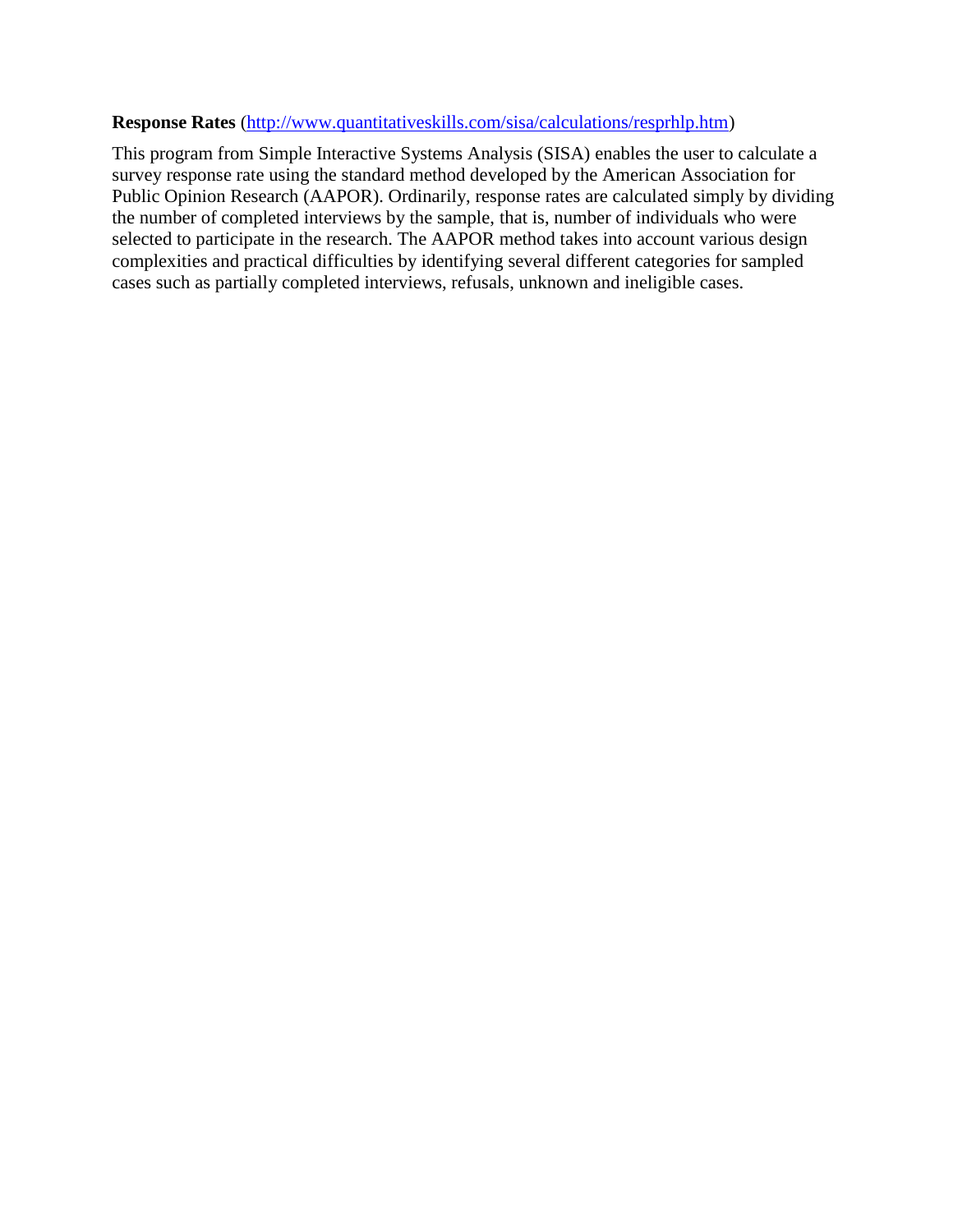**Response Rates** ([http://www.quantitativeskills.com/sisa/calculations/resprhlp.htm](http://www.quantitativeskills.com/sisa/calculations/resprhlp.htm))

This program from Simple Interactive Systems Analysis (SISA) enables the user to calculate a survey response rate using the standard method developed by the American Association for Public Opinion Research (AAPOR). Ordinarily, response rates are calculated simply by dividing the number of completed interviews by the sample, that is, number of individuals who were selected to participate in the research. The AAPOR method takes into account various design complexities and practical difficulties by identifying several different categories for sampled cases such as partially completed interviews, refusals, unknown and ineligible cases.